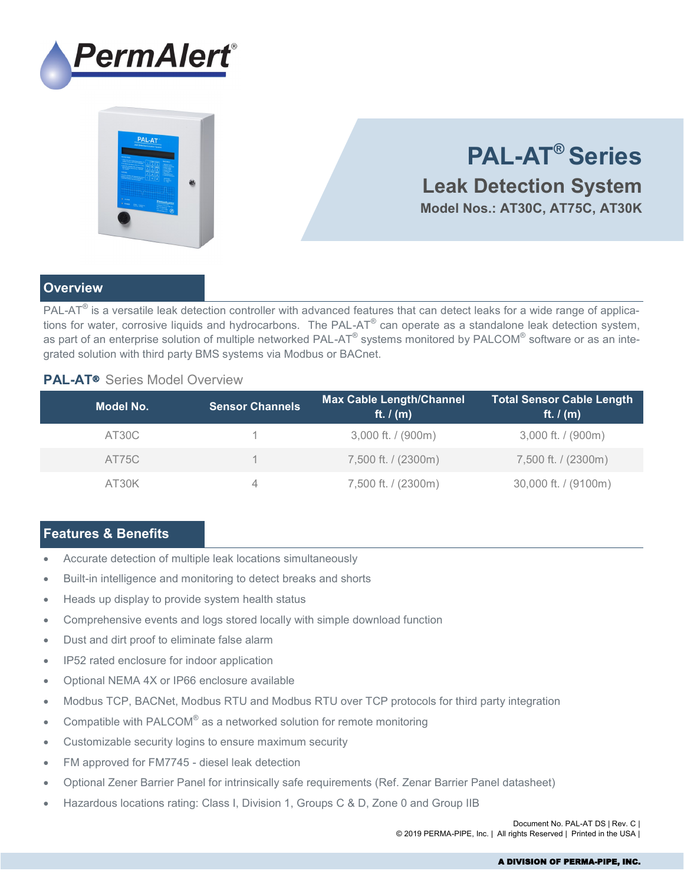PermAlert®

# PAL-AT® Series

## Leak Detection System

**Model Nos.: AT30C, AT75C, AT30K**

## Overview

PAL-AT® is a versatile leak detection controller with advanced features that can detect leaks for a wide range of applications for water, corrosive liquids and hydrocarbons. The PAL-AT® can operate as a standalone leak detection system, as part of an enterprise solution of multiple networked PAL-AT® systems monitored by PALCOM® software or as an integrated solution with third party BMS systems via Modbus or BACnet.

### PAL-AT® Series Model Overview

| Model No. | Sensor Channels | Max Cable Length/Channel ft. / (m) | Total Sensor Cable Length ft. / (m) |
|---|---|---|---|
| AT30C | 1 | 3,000 ft. / (900m) | 3,000 ft. / (900m) |
| AT75C | 1 | 7,500 ft. / (2300m) | 7,500 ft. / (2300m) |
| AT30K | 4 | 7,500 ft. / (2300m) | 30,000 ft. / (9100m) |

## Features & Benefits

- Accurate detection of multiple leak locations simultaneously
- Built-in intelligence and monitoring to detect breaks and shorts
- Heads up display to provide system health status
- Comprehensive events and logs stored locally with simple download function
- Dust and dirt proof to eliminate false alarm
- IP52 rated enclosure for indoor application
- Optional NEMA 4X or IP66 enclosure available
- Modbus TCP, BACNet, Modbus RTU and Modbus RTU over TCP protocols for third party integration
- Compatible with PALCOM® as a networked solution for remote monitoring
- Customizable security logins to ensure maximum security
- FM approved for FM7745 - diesel leak detection
- Optional Zener Barrier Panel for intrinsically safe requirements (Ref. Zenar Barrier Panel datasheet)
- Hazardous locations rating: Class I, Division 1, Groups C & D, Zone 0 and Group IIB

Document No. PAL-AT DS | Rev. C |
© 2019 PERMA-PIPE, Inc. | All rights Reserved | Printed in the USA |

A DIVISION OF PERMA-PIPE, INC.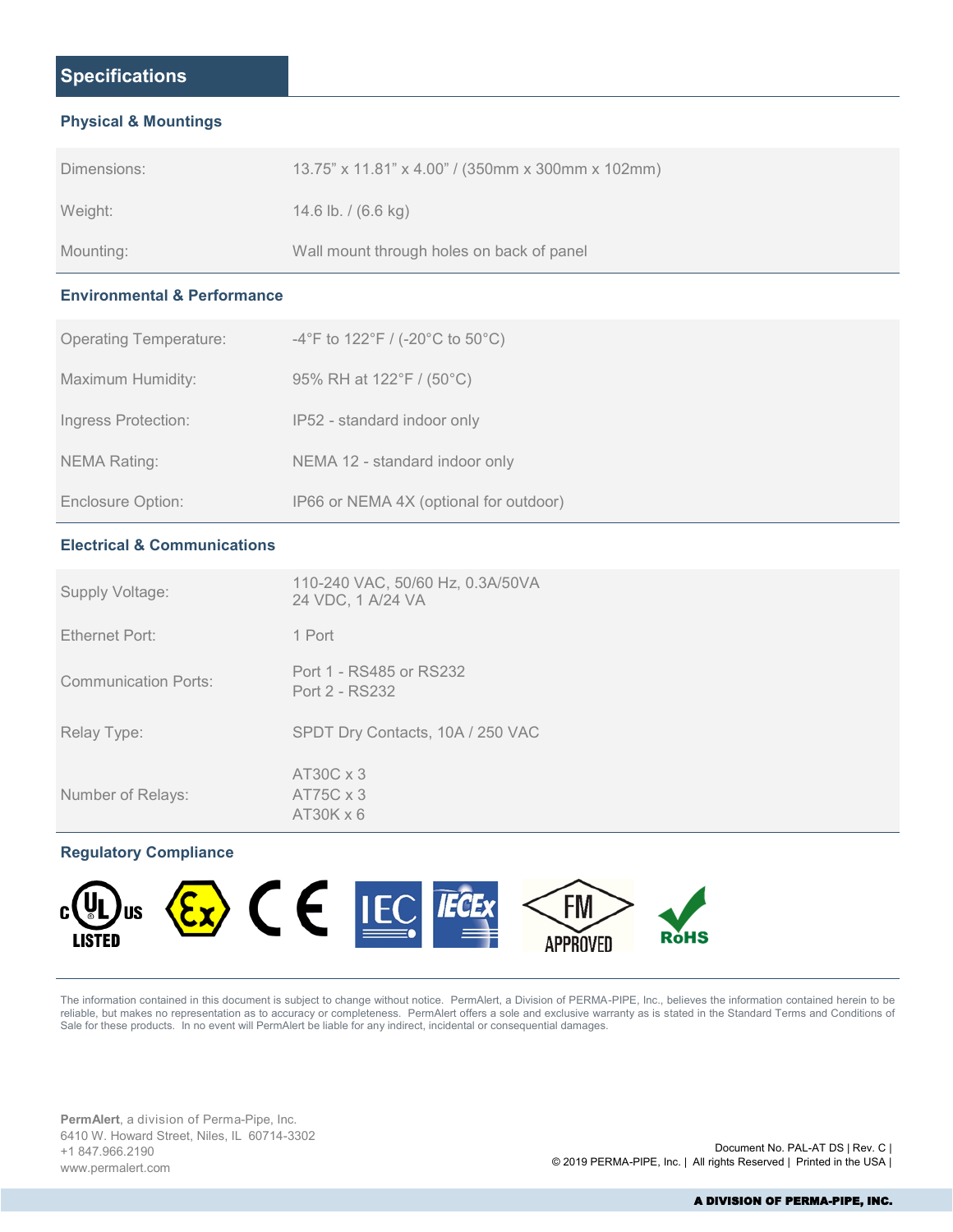## Specifications

### Physical & Mountings

| | |
|---|---|
| Dimensions: | 13.75” x 11.81” x 4.00” / (350mm x 300mm x 102mm) |
| Weight: | 14.6 lb. / (6.6 kg) |
| Mounting: | Wall mount through holes on back of panel |

### Environmental & Performance

| | |
|---|---|
| Operating Temperature: | -4°F to 122°F / (-20°C to 50°C) |
| Maximum Humidity: | 95% RH at 122°F / (50°C) |
| Ingress Protection: | IP52 - standard indoor only |
| NEMA Rating: | NEMA 12 - standard indoor only |
| Enclosure Option: | IP66 or NEMA 4X (optional for outdoor) |

### Electrical & Communications

| | |
|---|---|
| Supply Voltage: | 110-240 VAC, 50/60 Hz, 0.3A/50VA<br>24 VDC, 1 A/24 VA |
| Ethernet Port: | 1 Port |
| Communication Ports: | Port 1 - RS485 or RS232<br>Port 2 - RS232 |
| Relay Type: | SPDT Dry Contacts, 10A / 250 VAC |
| Number of Relays: | AT30C x 3<br>AT75C x 3<br>AT30K x 6 |

### Regulatory Compliance

c UL us LISTED   Ex   CE   IEC   IECEx   FM APPROVED   RoHS

The information contained in this document is subject to change without notice. PermAlert, a Division of PERMA-PIPE, Inc., believes the information contained herein to be reliable, but makes no representation as to accuracy or completeness. PermAlert offers a sole and exclusive warranty as is stated in the Standard Terms and Conditions of Sale for these products. In no event will PermAlert be liable for any indirect, incidental or consequential damages.

**PermAlert**, a division of Perma-Pipe, Inc.
6410 W. Howard Street, Niles, IL 60714-3302
+1 847.966.2190
www.permalert.com

Document No. PAL-AT DS | Rev. C |
© 2019 PERMA-PIPE, Inc. | All rights Reserved | Printed in the USA |

**A DIVISION OF PERMA-PIPE, INC.**